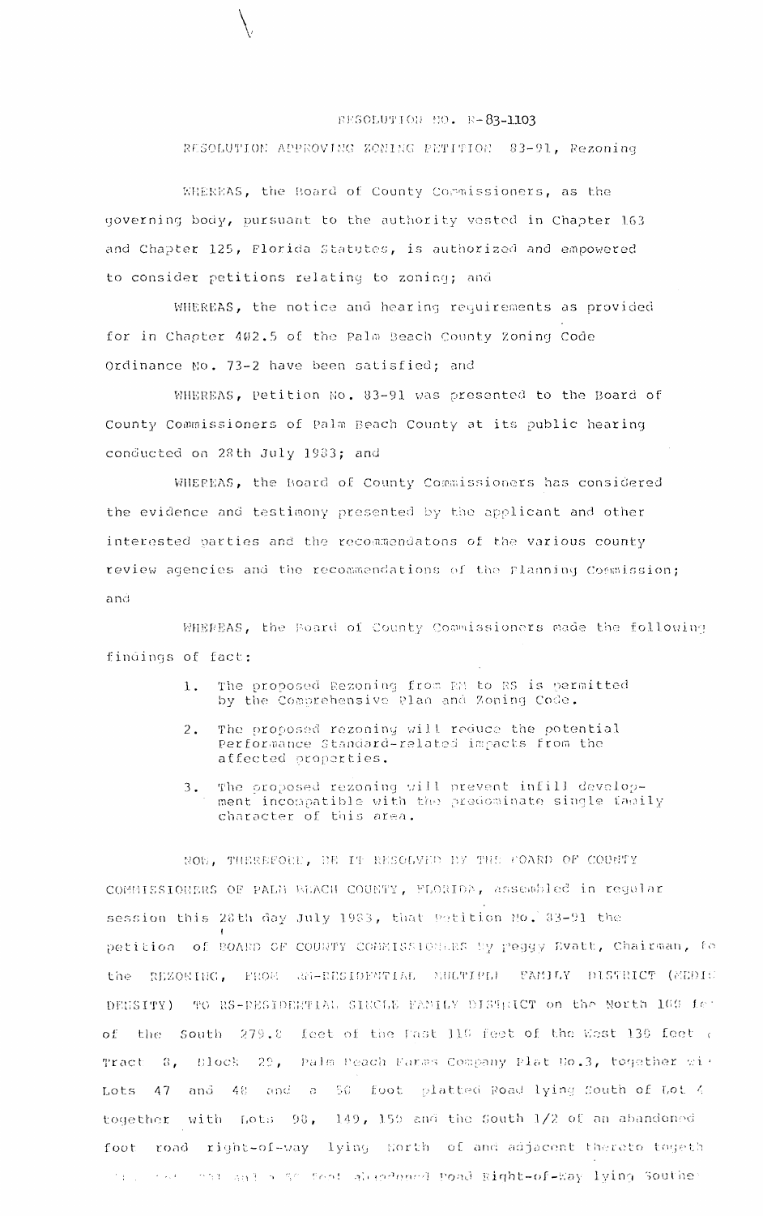RESOLUTION NO. R-83-1103

RESOLUTION APPROVING ZONING PETITION 83-91, Rezoning

WHEREAS, the Board of County Commissioners, as the governing body, pursuant to the authority vested in Chapter 163 and Chapter 125, Florida Statutes, is authorized and empowered to consider petitions relating to zoning; and

WHEREAS, the notice and hearing requirements as provided for in Chapter 402.5 of the Palm Beach County Zoning Code Ordinance No. 73-2 have been satisfied; and

WHEREAS, Petition No. 83-91 was presented to the Board of County Commissioners of Palm Beach County at its public hearing conducted on 28th July 1983; and

WHEREAS, the Board of County Commissioners has considered the evidence and testimony presented by the applicant and other interested parties and the recommendatons of the various county review agencies and the recommendations of the Planning Commission; and

WHEREAS, the Board of County Commissioners made the following findings of fact:

1. The proposed Rezoning from RM to RS is permitted by the Comprehensive Plan and Zoning Code.
2. The proposed rezoning will reduce the potential Performance Standard-related impacts from the affected properties.
3. The proposed rezoning will prevent infill development incompatible with the predominate single family character of this area.

NOW, THEREFORE, BE IT RESOLVED BY THE BOARD OF COUNTY COMMISSIONERS OF PALM BEACH COUNTY, FLORIDA, assembled in regular session this 28th day July 1983, that Petition No. 83-91 the petition of BOARD OF COUNTY COMMISSIONERS by Peggy Evatt, Chairman, for the REZONING, FROM RM-RESIDENTIAL MULTIPLE FAMILY DISTRICT (MEDIUM DENSITY) TO RS-RESIDENTIAL SINGLE FAMILY DISTRICT on the North 100 feet of the South 279.8 feet of the East 110 feet of the West 130 feet of Tract 8, Block 29, Palm Beach Farms Company Plat No.3, together with Lots 47 and 48 and a 50 foot platted Road lying South of Lot 4 together with Lots 98, 149, 150 and the South 1/2 of an abandoned foot road right-of-way lying North of and adjacent thereto together ... and a 50 foot abandoned Road Right-of-Way lying Southe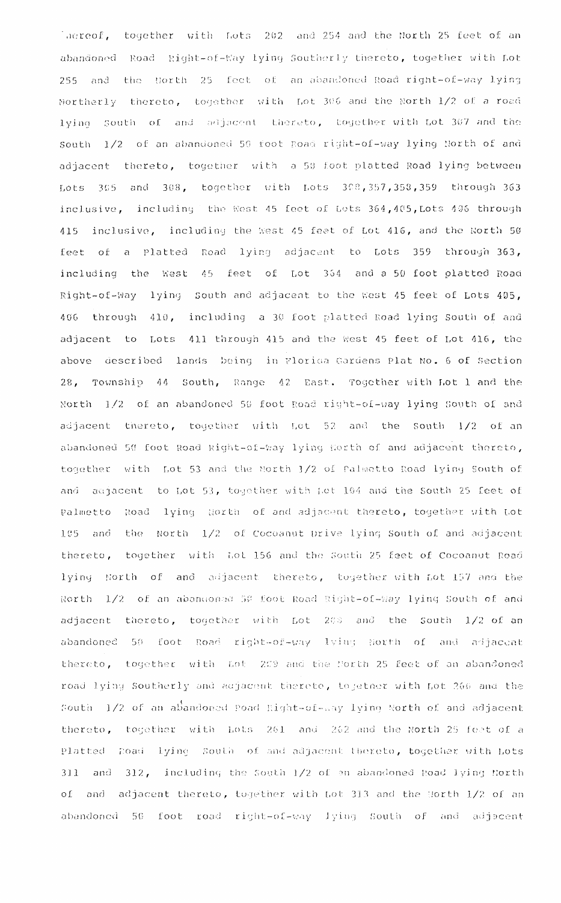thereof, together with Lots 202 and 254 and the North 25 feet of an abandoned Road Right-of-Way lying Southerly thereto, together with Lot 255 and the North 25 feet of an abandoned Road right-of-way lying Northerly thereto, together with Lot 306 and the North 1/2 of a road lying South of and adjacent thereto, together with Lot 307 and the South 1/2 of an abandoned 50 foot Road right-of-way lying North of and adjacent thereto, together with a 50 foot platted Road lying between Lots 305 and 308, together with Lots 308,357,358,359 through 363 inclusive, including the West 45 feet of Lots 364,405,Lots 406 through 415 inclusive, including the West 45 feet of Lot 416, and the North 50 feet of a Platted Road lying adjacent to Lots 359 through 363, including the West 45 feet of Lot 364 and a 50 foot platted Road Right-of-Way lying South and adjacent to the West 45 feet of Lots 405, 406 through 410, including a 30 foot platted Road lying South of and adjacent to Lots 411 through 415 and the West 45 feet of Lot 416, the above described lands being in Florida Gardens Plat No. 6 of Section 28, Township 44 South, Range 42 East. Together with Lot 1 and the North 1/2 of an abandoned 50 foot Road right-of-way lying South of and adjacent thereto, together with Lot 52 and the South 1/2 of an abandoned 50 foot Road Right-of-Way lying North of and adjacent thereto, together with Lot 53 and the North 1/2 of Palmetto Road lying South of and adjacent to Lot 53, together with Lot 104 and the South 25 feet of Palmetto Road lying North of and adjacent thereto, together with Lot 105 and the North 1/2 of Cocoanut Drive lying South of and adjacent thereto, together with Lot 156 and the South 25 feet of Cocoanut Road lying North of and adjacent thereto, together with Lot 157 and the North 1/2 of an abandoned 50 foot Road Right-of-Way lying South of and adjacent thereto, together with Lot 208 and the South 1/2 of an abandoned 50 foot Road right-of-way lying North of and adjacent thereto, together with Lot 209 and the North 25 feet of an abandoned road lying Southerly and adjacent thereto, together with Lot 260 and the South 1/2 of an abandoned Road Right-of-Way lying North of and adjacent thereto, together with Lots 261 and 262 and the North 25 feet of a Platted Road lying South of and adjacent thereto, together with Lots 311 and 312, including the South 1/2 of an abandoned Road lying North of and adjacent thereto, together with Lot 313 and the North 1/2 of an abandoned 50 foot road right-of-way lying South of and adjacent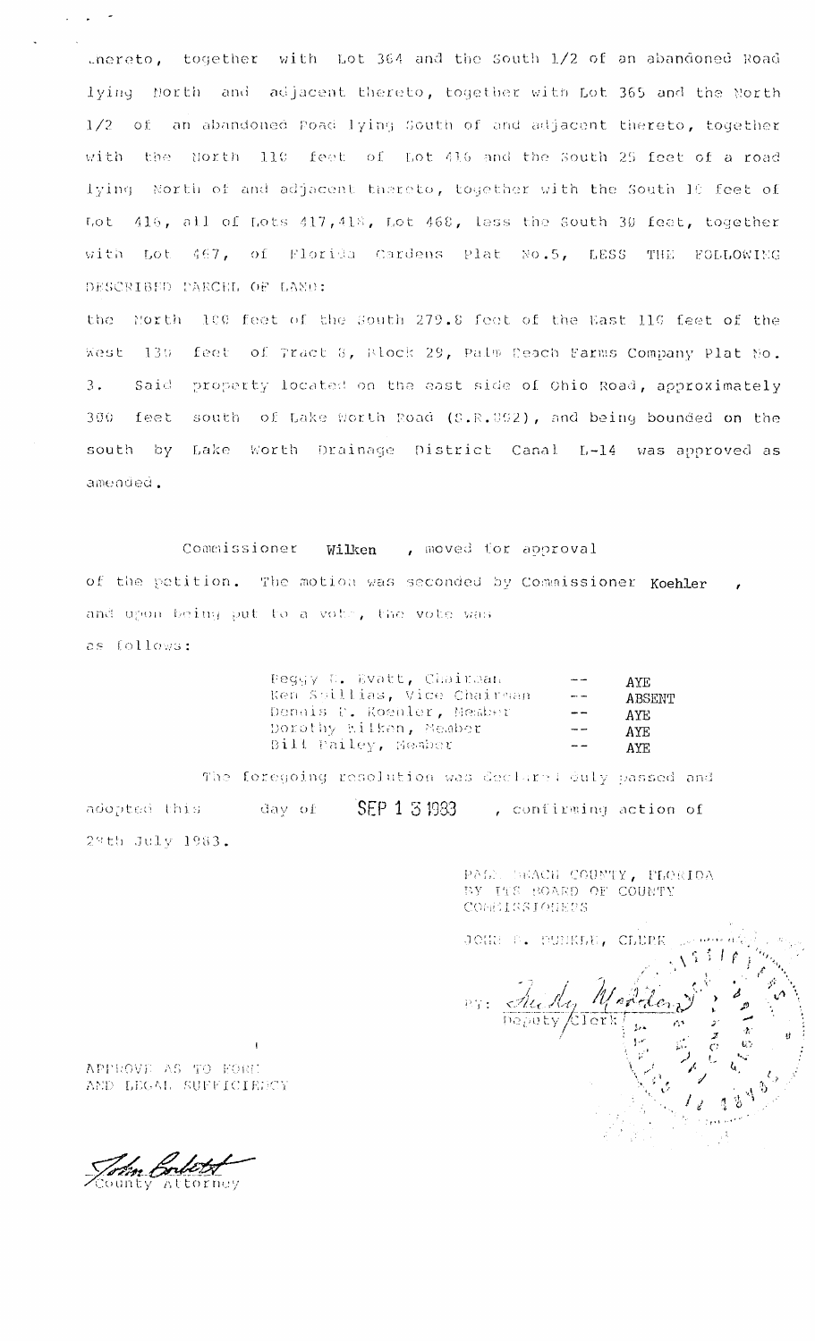thereto, together with Lot 364 and the South 1/2 of an abandoned Road lying North and adjacent thereto, together with Lot 365 and the North 1/2 of an abandoned Road lying South of and adjacent thereto, together with the North 110 feet of Lot 416 and the South 25 feet of a road lying North of and adjacent thereto, together with the South 10 feet of Lot 416, all of Lots 417,418, Lot 468, less the South 30 feet, together with Lot 467, of Florida Gardens Plat No.5, LESS THE FOLLOWING DESCRIBED PARCEL OF LAND:

the North 100 feet of the South 279.8 feet of the East 110 feet of the West 135 feet of Tract 8, Block 29, Palm Beach Farms Company Plat No. 3. Said property located on the east side of Ohio Road, approximately 300 feet south of Lake Worth Road (S.R.802), and being bounded on the south by Lake Worth Drainage District Canal L-14 was approved as amended.

Commissioner Wilken, moved for approval of the petition. The motion was seconded by Commissioner Koehler, and upon being put to a vote, the vote was as follows:

| | | |
|---|---|---|
| Peggy E. Evatt, Chairman | -- | AYE |
| Ken Spillias, Vice Chairman | -- | ABSENT |
| Dennis P. Koehler, Member | -- | AYE |
| Dorothy Wilken, Member | -- | AYE |
| Bill Bailey, Member | -- | AYE |

The foregoing resolution was declared duly passed and adopted this day of SEP 13 1983, confirming action of 28th July 1983.

PALM BEACH COUNTY, FLORIDA
BY ITS BOARD OF COUNTY
COMMISSIONERS

JOHN B. DUNKLE, CLERK

BY: Judy Madden
Deputy Clerk

APPROVED AS TO FORM
AND LEGAL SUFFICIENCY

John Corbett
County Attorney